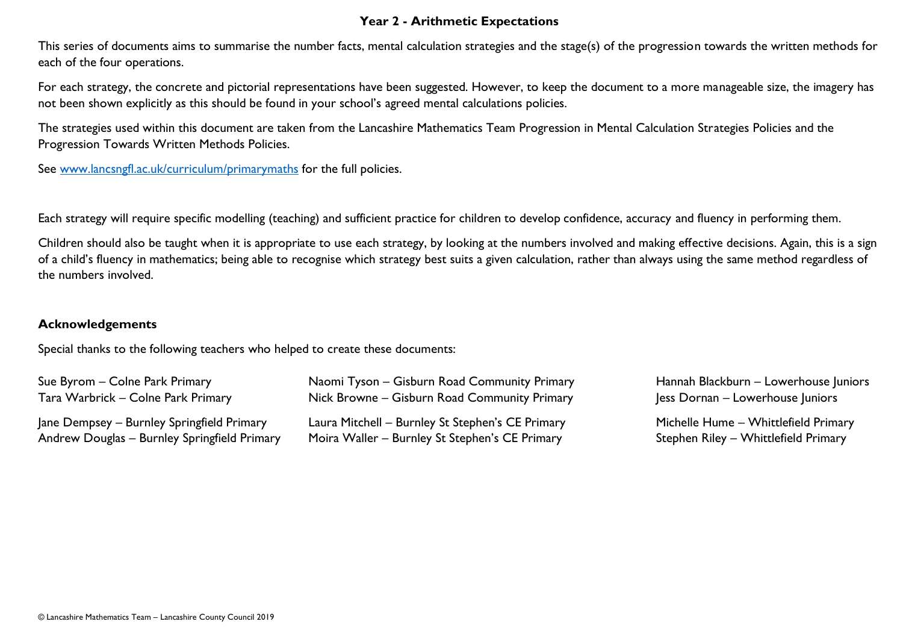# Year 2 - Arithmetic Expectations

This series of documents aims to summarise the number facts, mental calculation strategies and the stage(s) of the progression towards the written methods for each of the four operations.

For each strategy, the concrete and pictorial representations have been suggested. However, to keep the document to a more manageable size, the imagery has not been shown explicitly as this should be found in your school's agreed mental calculations policies.

The strategies used within this document are taken from the Lancashire Mathematics Team Progression in Mental Calculation Strategies Policies and the Progression Towards Written Methods Policies.

See [www.lancsngfl.ac.uk/curriculum/primarymaths](http://www.lancsngfl.ac.uk/curriculum/primarymaths) for the full policies.

Each strategy will require specific modelling (teaching) and sufficient practice for children to develop confidence, accuracy and fluency in performing them.

Children should also be taught when it is appropriate to use each strategy, by looking at the numbers involved and making effective decisions. Again, this is a sign of a child's fluency in mathematics; being able to recognise which strategy best suits a given calculation, rather than always using the same method regardless of the numbers involved.

## Acknowledgements

Special thanks to the following teachers who helped to create these documents:

Sue Byrom – Colne Park Primary
Tara Warbrick – Colne Park Primary

Jane Dempsey – Burnley Springfield Primary
Andrew Douglas – Burnley Springfield Primary

Naomi Tyson – Gisburn Road Community Primary
Nick Browne – Gisburn Road Community Primary

Laura Mitchell – Burnley St Stephen's CE Primary
Moira Waller – Burnley St Stephen's CE Primary

Hannah Blackburn – Lowerhouse Juniors
Jess Dornan – Lowerhouse Juniors

Michelle Hume – Whittlefield Primary
Stephen Riley – Whittlefield Primary

© Lancashire Mathematics Team – Lancashire County Council 2019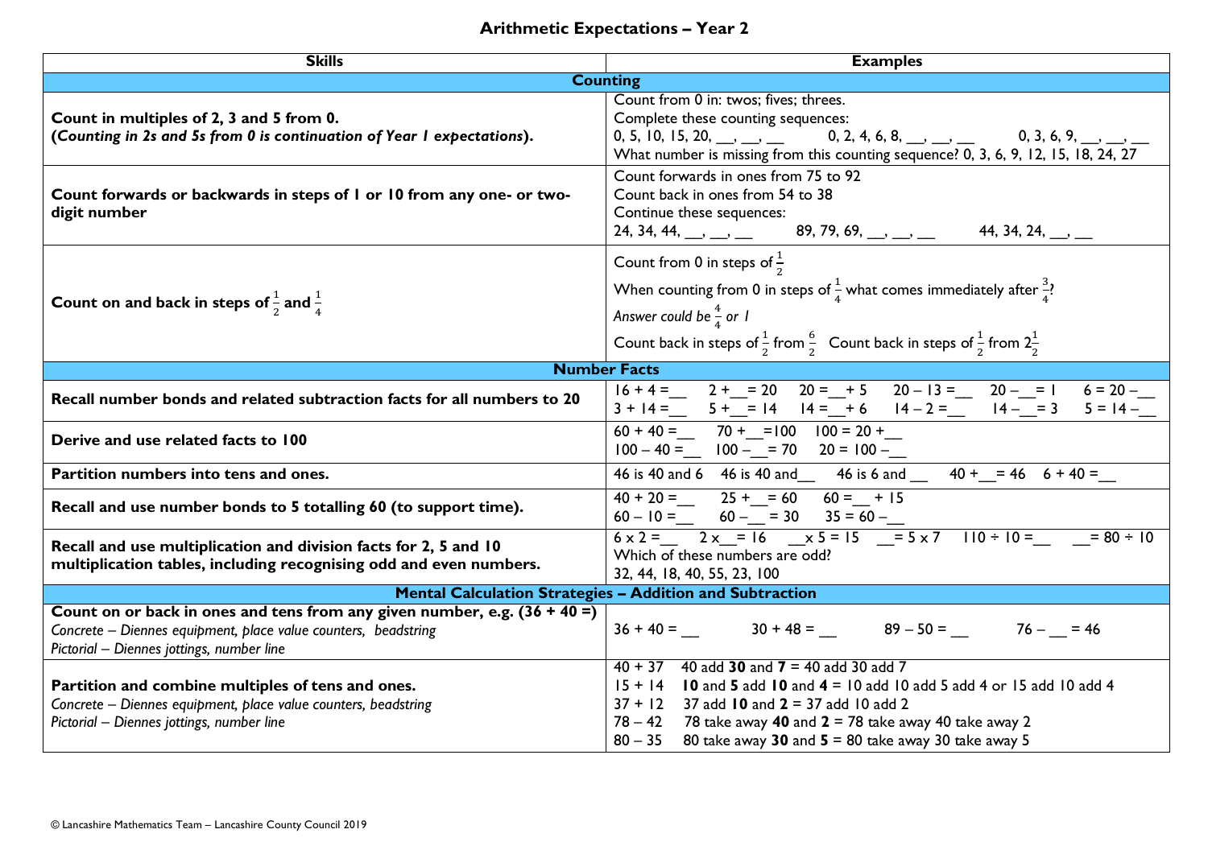# Arithmetic Expectations – Year 2

| Skills | Examples |
|---|---|
| **Counting** | |
| **Count in multiples of 2, 3 and 5 from 0.** **(*Counting in 2s and 5s from 0 is continuation of Year 1 expectations*).** | Count from 0 in: twos; fives; threes. Complete these counting sequences: 0, 5, 10, 15, 20, __, __, __ 0, 2, 4, 6, 8, __, __, __ 0, 3, 6, 9, __, __, __ What number is missing from this counting sequence? 0, 3, 6, 9, 12, 15, 18, 24, 27 |
| **Count forwards or backwards in steps of 1 or 10 from any one- or two-digit number** | Count forwards in ones from 75 to 92 Count back in ones from 54 to 38 Continue these sequences: 24, 34, 44, __, __, __ 89, 79, 69, __, __, __ 44, 34, 24, __, __ |
| **Count on and back in steps of $\frac{1}{2}$ and $\frac{1}{4}$** | Count from 0 in steps of $\frac{1}{2}$ When counting from 0 in steps of $\frac{1}{4}$ what comes immediately after $\frac{3}{4}$? *Answer could be $\frac{4}{4}$ or 1* Count back in steps of $\frac{1}{2}$ from $\frac{6}{2}$ Count back in steps of $\frac{1}{2}$ from $2\frac{1}{2}$ |
| **Number Facts** | |
| **Recall number bonds and related subtraction facts for all numbers to 20** | 16 + 4 =__ 2 +__= 20 20 =__+ 5 20 – 13 =__ 20 –__= 1 6 = 20 –__ 3 + 14 =__ 5 +__= 14 14 =__+ 6 14 – 2 =__ 14 –__= 3 5 = 14 –__ |
| **Derive and use related facts to 100** | 60 + 40 =__ 70 +__=100 100 = 20 +__ 100 – 40 =__ 100 –__= 70 20 = 100 –__ |
| **Partition numbers into tens and ones.** | 46 is 40 and 6 46 is 40 and__ 46 is 6 and __ 40 +__= 46 6 + 40 =__ |
| **Recall and use number bonds to 5 totalling 60 (to support time).** | 40 + 20 =__ 25 +__= 60 60 =__ + 15 60 – 10 =__ 60 –__= 30 35 = 60 –__ |
| **Recall and use multiplication and division facts for 2, 5 and 10 multiplication tables, including recognising odd and even numbers.** | 6 x 2 =__ 2 x__= 16 __x 5 = 15 __= 5 x 7 110 ÷ 10 =__ __= 80 ÷ 10 Which of these numbers are odd? 32, 44, 18, 40, 55, 23, 100 |
| **Mental Calculation Strategies – Addition and Subtraction** | |
| **Count on or back in ones and tens from any given number, e.g. (36 + 40 =)** *Concrete – Diennes equipment, place value counters, beadstring* *Pictorial – Diennes jottings, number line* | 36 + 40 = __ 30 + 48 = __ 89 – 50 = __ 76 – __ = 46 |
| **Partition and combine multiples of tens and ones.** *Concrete – Diennes equipment, place value counters, beadstring* *Pictorial – Diennes jottings, number line* | 40 + 37 40 add **30** and **7** = 40 add 30 add 7 15 + 14 **10** and **5** add **10** and **4** = 10 add 10 add 5 add 4 or 15 add 10 add 4 37 + 12 37 add **10** and **2** = 37 add 10 add 2 78 – 42 78 take away **40** and **2** = 78 take away 40 take away 2 80 – 35 80 take away **30** and **5** = 80 take away 30 take away 5 |

© Lancashire Mathematics Team – Lancashire County Council 2019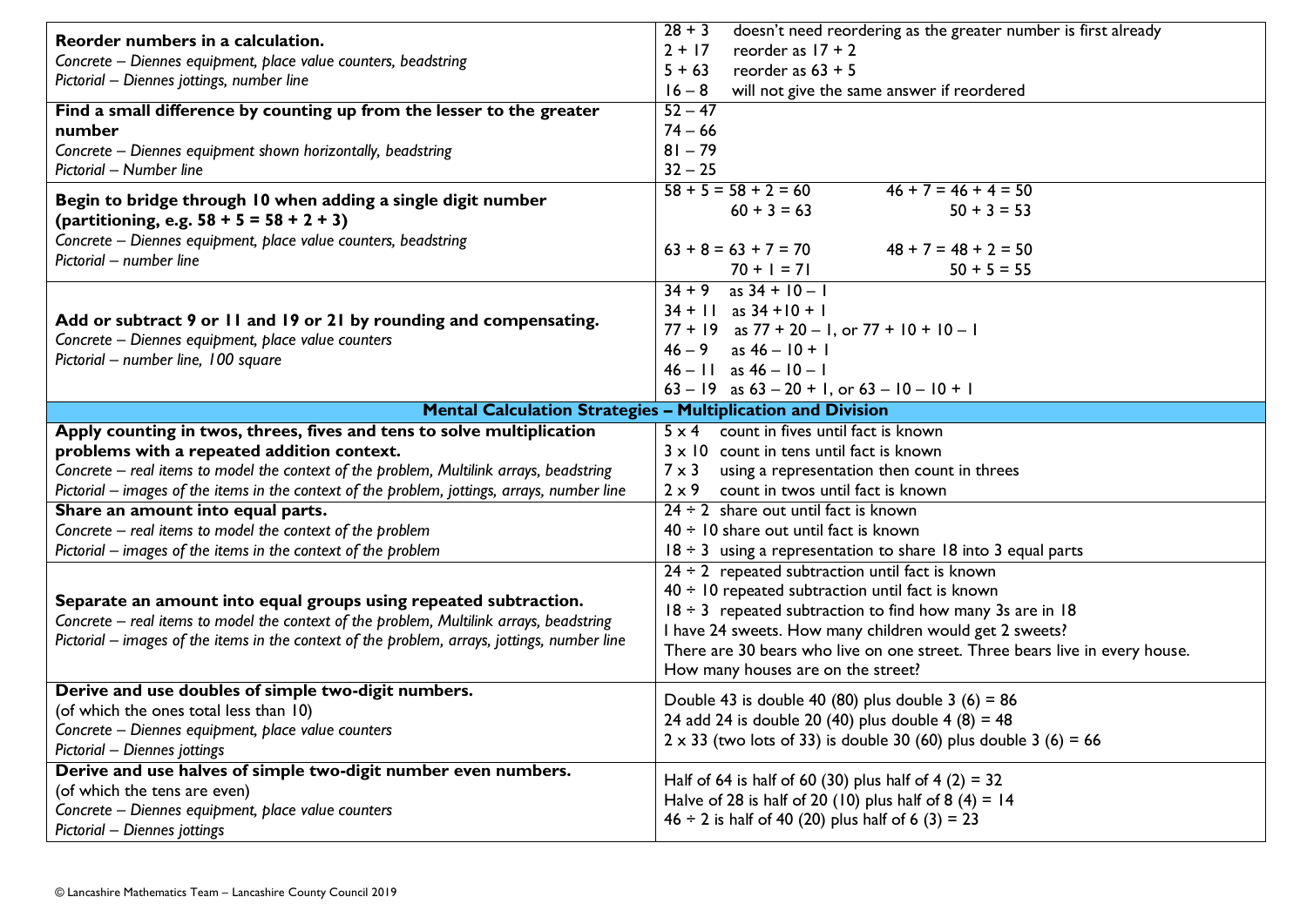| | |
|---|---|
| **Reorder numbers in a calculation.**<br>*Concrete – Diennes equipment, place value counters, beadstring*<br>*Pictorial – Diennes jottings, number line* | 28 + 3 doesn't need reordering as the greater number is first already<br>2 + 17 reorder as 17 + 2<br>5 + 63 reorder as 63 + 5<br>16 – 8 will not give the same answer if reordered |
| **Find a small difference by counting up from the lesser to the greater number**<br>*Concrete – Diennes equipment shown horizontally, beadstring*<br>*Pictorial – Number line* | 52 – 47<br>74 – 66<br>81 – 79<br>32 – 25 |
| **Begin to bridge through 10 when adding a single digit number (partitioning, e.g. 58 + 5 = 58 + 2 + 3)**<br>*Concrete – Diennes equipment, place value counters, beadstring*<br>*Pictorial – number line* | 58 + 5 = 58 + 2 = 60<br>60 + 3 = 63<br>46 + 7 = 46 + 4 = 50<br>50 + 3 = 53<br>63 + 8 = 63 + 7 = 70<br>70 + 1 = 71<br>48 + 7 = 48 + 2 = 50<br>50 + 5 = 55 |
| **Add or subtract 9 or 11 and 19 or 21 by rounding and compensating.**<br>*Concrete – Diennes equipment, place value counters*<br>*Pictorial – number line, 100 square* | 34 + 9 as 34 + 10 – 1<br>34 + 11 as 34 +10 + 1<br>77 + 19 as 77 + 20 – 1, or 77 + 10 + 10 – 1<br>46 – 9 as 46 – 10 + 1<br>46 – 11 as 46 – 10 – 1<br>63 – 19 as 63 – 20 + 1, or 63 – 10 – 10 + 1 |
| **Mental Calculation Strategies – Multiplication and Division** | |
| **Apply counting in twos, threes, fives and tens to solve multiplication problems with a repeated addition context.**<br>*Concrete – real items to model the context of the problem, Multilink arrays, beadstring*<br>*Pictorial – images of the items in the context of the problem, jottings, arrays, number line* | 5 x 4 count in fives until fact is known<br>3 x 10 count in tens until fact is known<br>7 x 3 using a representation then count in threes<br>2 x 9 count in twos until fact is known |
| **Share an amount into equal parts.**<br>*Concrete – real items to model the context of the problem*<br>*Pictorial – images of the items in the context of the problem* | 24 ÷ 2 share out until fact is known<br>40 ÷ 10 share out until fact is known<br>18 ÷ 3 using a representation to share 18 into 3 equal parts |
| **Separate an amount into equal groups using repeated subtraction.**<br>*Concrete – real items to model the context of the problem, Multilink arrays, beadstring*<br>*Pictorial – images of the items in the context of the problem, arrays, jottings, number line* | 24 ÷ 2 repeated subtraction until fact is known<br>40 ÷ 10 repeated subtraction until fact is known<br>18 ÷ 3 repeated subtraction to find how many 3s are in 18<br>I have 24 sweets. How many children would get 2 sweets?<br>There are 30 bears who live on one street. Three bears live in every house. How many houses are on the street? |
| **Derive and use doubles of simple two-digit numbers.**<br>(of which the ones total less than 10)<br>*Concrete – Diennes equipment, place value counters*<br>*Pictorial – Diennes jottings* | Double 43 is double 40 (80) plus double 3 (6) = 86<br>24 add 24 is double 20 (40) plus double 4 (8) = 48<br>2 x 33 (two lots of 33) is double 30 (60) plus double 3 (6) = 66 |
| **Derive and use halves of simple two-digit number even numbers.**<br>(of which the tens are even)<br>*Concrete – Diennes equipment, place value counters*<br>*Pictorial – Diennes jottings* | Half of 64 is half of 60 (30) plus half of 4 (2) = 32<br>Halve of 28 is half of 20 (10) plus half of 8 (4) = 14<br>46 ÷ 2 is half of 40 (20) plus half of 6 (3) = 23 |

© Lancashire Mathematics Team – Lancashire County Council 2019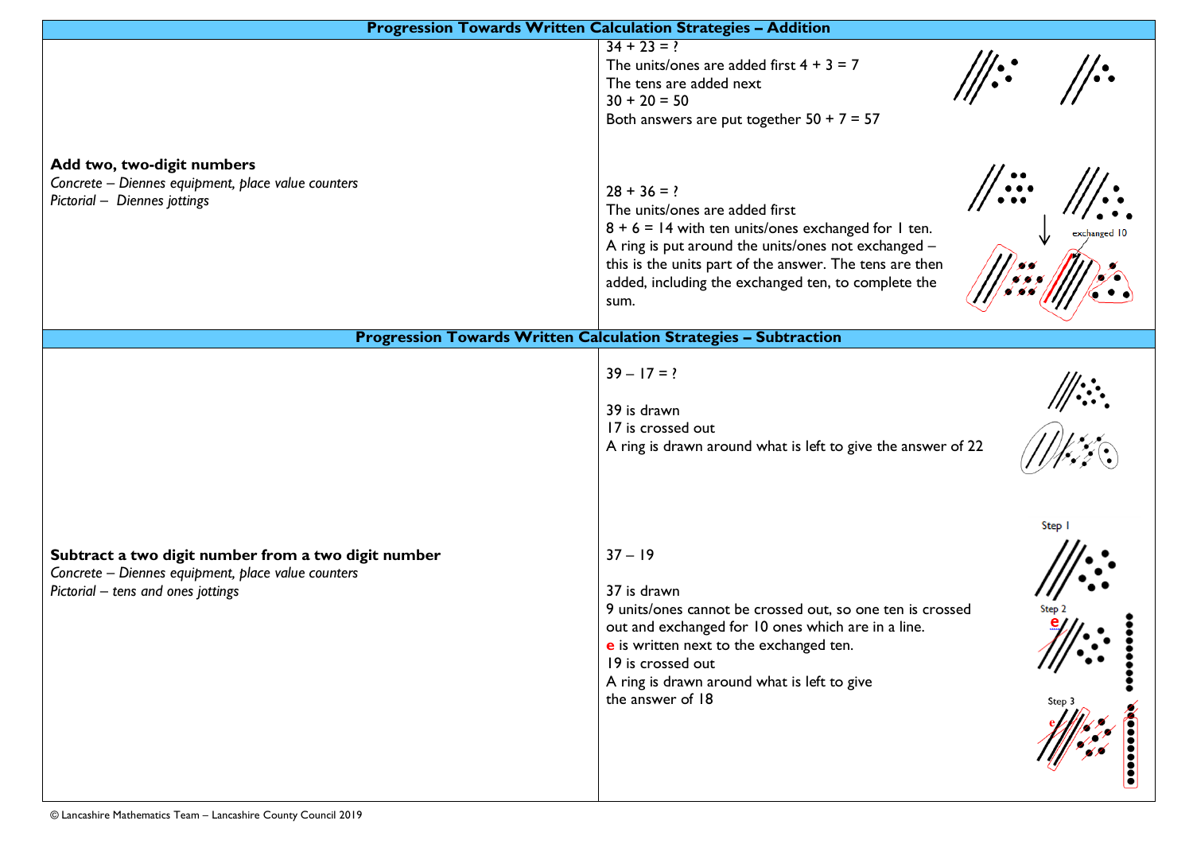## Progression Towards Written Calculation Strategies – Addition

| | |
|---|---|
| **Add two, two-digit numbers**<br>*Concrete – Diennes equipment, place value counters*<br>*Pictorial – Diennes jottings* | 34 + 23 = ?<br>The units/ones are added first 4 + 3 = 7<br>The tens are added next<br>30 + 20 = 50<br>Both answers are put together 50 + 7 = 57<br><br>28 + 36 = ?<br>The units/ones are added first<br>8 + 6 = 14 with ten units/ones exchanged for 1 ten.<br>A ring is put around the units/ones not exchanged – this is the units part of the answer. The tens are then added, including the exchanged ten, to complete the sum.<br>exchanged 10 |

## Progression Towards Written Calculation Strategies – Subtraction

| | |
|---|---|
| **Subtract a two digit number from a two digit number**<br>*Concrete – Diennes equipment, place value counters*<br>*Pictorial – tens and ones jottings* | 39 – 17 = ?<br><br>39 is drawn<br>17 is crossed out<br>A ring is drawn around what is left to give the answer of 22<br><br>37 – 19<br><br>37 is drawn<br>9 units/ones cannot be crossed out, so one ten is crossed out and exchanged for 10 ones which are in a line.<br>**e** is written next to the exchanged ten.<br>19 is crossed out<br>A ring is drawn around what is left to give the answer of 18<br><br>Step 1<br>Step 2<br>Step 3 |

© Lancashire Mathematics Team – Lancashire County Council 2019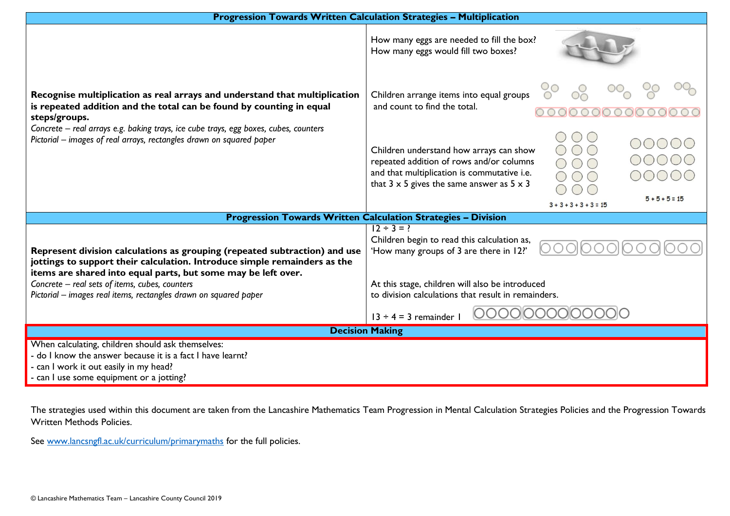| Progression Towards Written Calculation Strategies – Multiplication | |
|---|---|
| **Recognise multiplication as real arrays and understand that multiplication is repeated addition and the total can be found by counting in equal steps/groups.**<br>*Concrete – real arrays e.g. baking trays, ice cube trays, egg boxes, cubes, counters*<br>*Pictorial – images of real arrays, rectangles drawn on squared paper* | How many eggs are needed to fill the box?<br>How many eggs would fill two boxes?<br><br>Children arrange items into equal groups and count to find the total.<br><br>Children understand how arrays can show repeated addition of rows and/or columns and that multiplication is commutative i.e. that 3 x 5 gives the same answer as 5 x 3<br><br>3 + 3 + 3 + 3 + 3 = 15<br>5 + 5 + 5 = 15 |

| Progression Towards Written Calculation Strategies – Division | |
|---|---|
| **Represent division calculations as grouping (repeated subtraction) and use jottings to support their calculation. Introduce simple remainders as the items are shared into equal parts, but some may be left over.**<br>*Concrete – real sets of items, cubes, counters*<br>*Pictorial – images real items, rectangles drawn on squared paper* | 12 ÷ 3 = ?<br>Children begin to read this calculation as, 'How many groups of 3 are there in 12?'<br><br>At this stage, children will also be introduced to division calculations that result in remainders.<br><br>13 ÷ 4 = 3 remainder 1 |

| Decision Making |
|---|
| When calculating, children should ask themselves:<br>- do I know the answer because it is a fact I have learnt?<br>- can I work it out easily in my head?<br>- can I use some equipment or a jotting? |

The strategies used within this document are taken from the Lancashire Mathematics Team Progression in Mental Calculation Strategies Policies and the Progression Towards Written Methods Policies.

See www.lancsngfl.ac.uk/curriculum/primarymaths for the full policies.

© Lancashire Mathematics Team – Lancashire County Council 2019